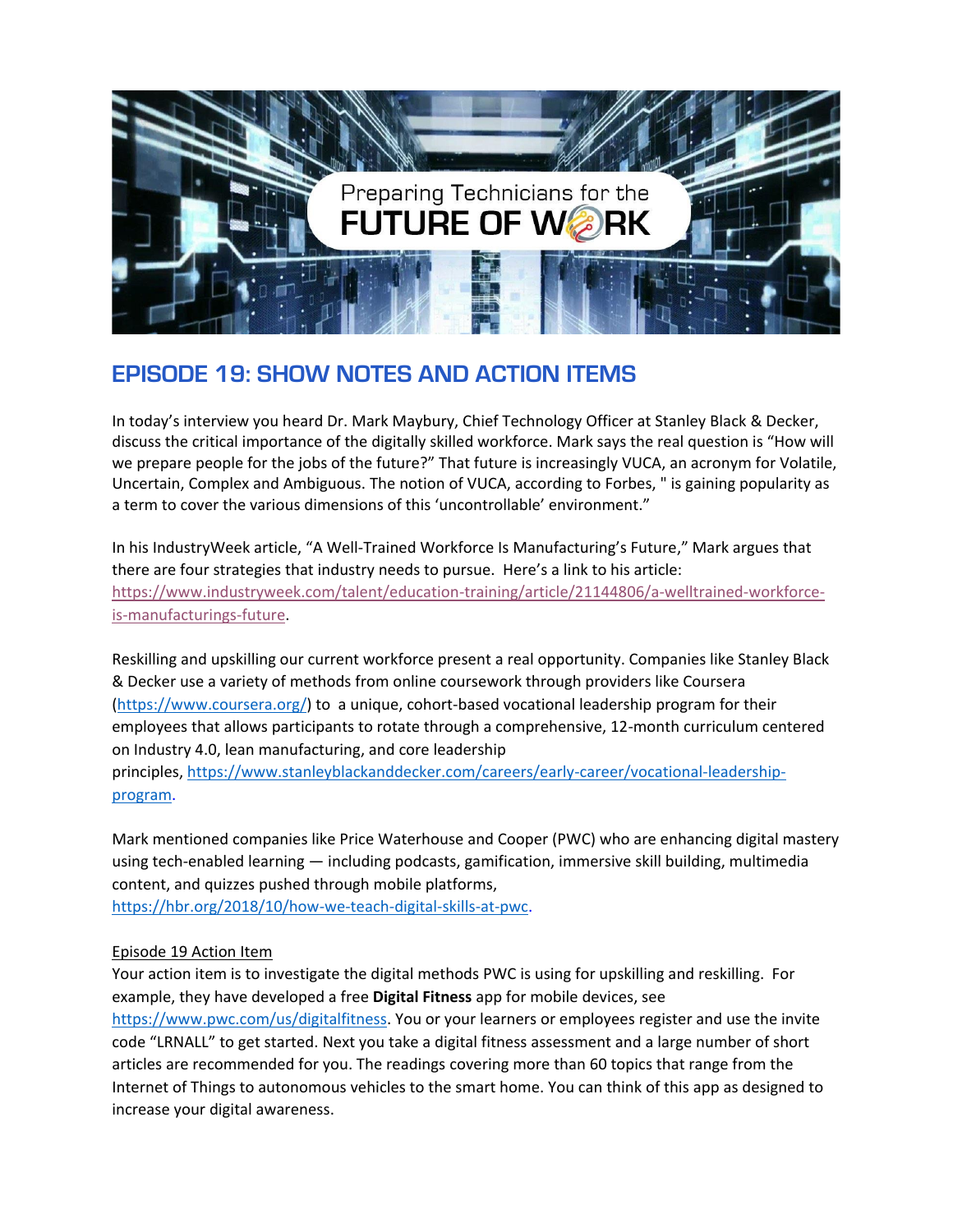# EPISODE 19: SHOW NOTES AND ACTION ITEMS

In today's interview you heard Dr. Mark Maybury, Chief Technology Officer at Stanley Black & Decker, discuss the critical importance of the digitally skilled workforce. Mark says the real question is "How will we prepare people for the jobs of the future?" That future is increasingly VUCA, an acronym for Volatile, Uncertain, Complex and Ambiguous. The notion of VUCA, according to Forbes, " is gaining popularity as a term to cover the various dimensions of this 'uncontrollable' environment."

In his IndustryWeek article, "A Well-Trained Workforce Is Manufacturing's Future," Mark argues that there are four strategies that industry needs to pursue. Here's a link to his article: https://www.industryweek.com/talent/education-training/article/21144806/a-welltrained-workforce-is-manufacturings-future.

Reskilling and upskilling our current workforce present a real opportunity. Companies like Stanley Black & Decker use a variety of methods from online coursework through providers like Coursera (https://www.coursera.org/) to a unique, cohort-based vocational leadership program for their employees that allows participants to rotate through a comprehensive, 12-month curriculum centered on Industry 4.0, lean manufacturing, and core leadership principles, https://www.stanleyblackanddecker.com/careers/early-career/vocational-leadership-program.

Mark mentioned companies like Price Waterhouse and Cooper (PWC) who are enhancing digital mastery using tech-enabled learning — including podcasts, gamification, immersive skill building, multimedia content, and quizzes pushed through mobile platforms, https://hbr.org/2018/10/how-we-teach-digital-skills-at-pwc.

Episode 19 Action Item

Your action item is to investigate the digital methods PWC is using for upskilling and reskilling. For example, they have developed a free **Digital Fitness** app for mobile devices, see https://www.pwc.com/us/digitalfitness. You or your learners or employees register and use the invite code "LRNALL" to get started. Next you take a digital fitness assessment and a large number of short articles are recommended for you. The readings covering more than 60 topics that range from the Internet of Things to autonomous vehicles to the smart home. You can think of this app as designed to increase your digital awareness.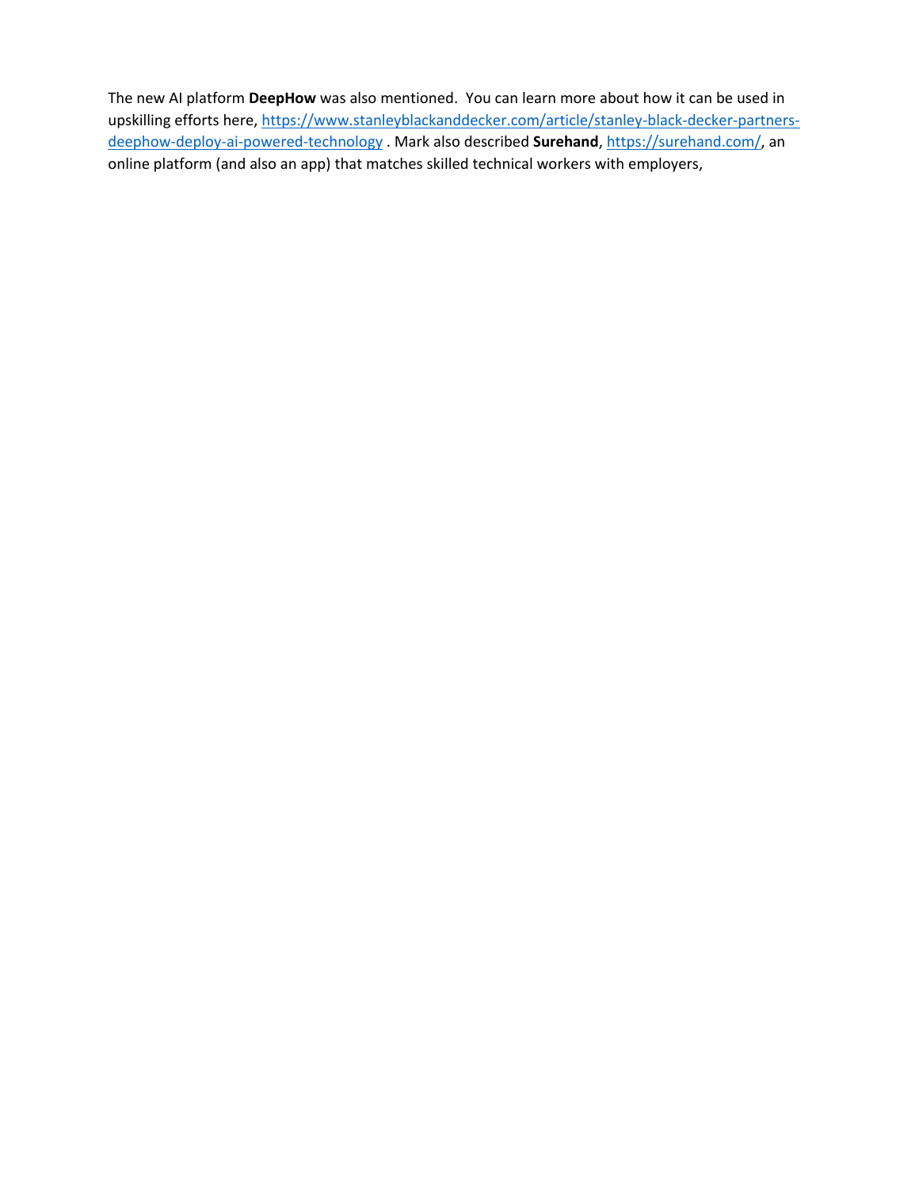The new AI platform **DeepHow** was also mentioned. You can learn more about how it can be used in upskilling efforts here, https://www.stanleyblackanddecker.com/article/stanley-black-decker-partners-deephow-deploy-ai-powered-technology . Mark also described **Surehand**, https://surehand.com/, an online platform (and also an app) that matches skilled technical workers with employers,